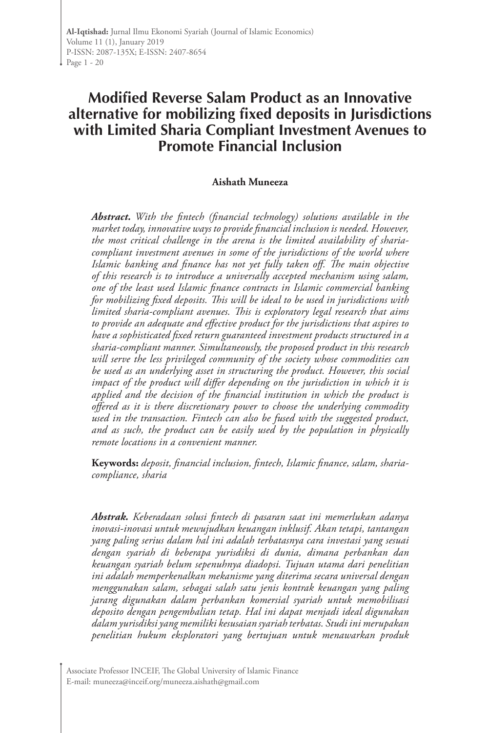# Modified Reverse Salam Product as an Innovative alternative for mobilizing fixed deposits in Jurisdictions with Limited Sharia Compliant Investment Avenues to Promote Financial Inclusion

**Aishath Muneeza**

***Abstract.*** *With the fintech (financial technology) solutions available in the market today, innovative ways to provide financial inclusion is needed. However, the most critical challenge in the arena is the limited availability of sharia-compliant investment avenues in some of the jurisdictions of the world where Islamic banking and finance has not yet fully taken off. The main objective of this research is to introduce a universally accepted mechanism using salam, one of the least used Islamic finance contracts in Islamic commercial banking for mobilizing fixed deposits. This will be ideal to be used in jurisdictions with limited sharia-compliant avenues. This is exploratory legal research that aims to provide an adequate and effective product for the jurisdictions that aspires to have a sophisticated fixed return guaranteed investment products structured in a sharia-compliant manner. Simultaneously, the proposed product in this research will serve the less privileged community of the society whose commodities can be used as an underlying asset in structuring the product. However, this social impact of the product will differ depending on the jurisdiction in which it is applied and the decision of the financial institution in which the product is offered as it is there discretionary power to choose the underlying commodity used in the transaction. Fintech can also be fused with the suggested product, and as such, the product can be easily used by the population in physically remote locations in a convenient manner.*

**Keywords:** *deposit, financial inclusion, fintech, Islamic finance, salam, sharia-compliance, sharia*

***Abstrak.*** *Keberadaan solusi fintech di pasaran saat ini memerlukan adanya inovasi-inovasi untuk mewujudkan keuangan inklusif. Akan tetapi, tantangan yang paling serius dalam hal ini adalah terbatasnya cara investasi yang sesuai dengan syariah di beberapa yurisdiksi di dunia, dimana perbankan dan keuangan syariah belum sepenuhnya diadopsi. Tujuan utama dari penelitian ini adalah memperkenalkan mekanisme yang diterima secara universal dengan menggunakan salam, sebagai salah satu jenis kontrak keuangan yang paling jarang digunakan dalam perbankan komersial syariah untuk memobilisasi deposito dengan pengembalian tetap. Hal ini dapat menjadi ideal digunakan dalam yurisdiksi yang memiliki kesusaian syariah terbatas. Studi ini merupakan penelitian hukum eksploratori yang bertujuan untuk menawarkan produk*

Associate Professor INCEIF, The Global University of Islamic Finance
E-mail: muneeza@inceif.org/muneeza.aishath@gmail.com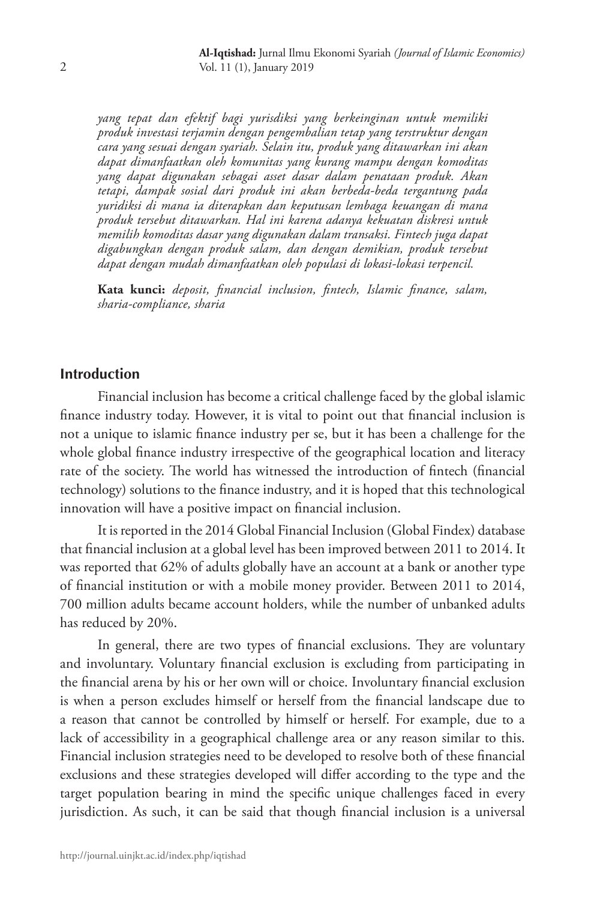*yang tepat dan efektif bagi yurisdiksi yang berkeinginan untuk memiliki produk investasi terjamin dengan pengembalian tetap yang terstruktur dengan cara yang sesuai dengan syariah. Selain itu, produk yang ditawarkan ini akan dapat dimanfaatkan oleh komunitas yang kurang mampu dengan komoditas yang dapat digunakan sebagai asset dasar dalam penataan produk. Akan tetapi, dampak sosial dari produk ini akan berbeda-beda tergantung pada yuridiksi di mana ia diterapkan dan keputusan lembaga keuangan di mana produk tersebut ditawarkan. Hal ini karena adanya kekuatan diskresi untuk memilih komoditas dasar yang digunakan dalam transaksi. Fintech juga dapat digabungkan dengan produk salam, dan dengan demikian, produk tersebut dapat dengan mudah dimanfaatkan oleh populasi di lokasi-lokasi terpencil.*

**Kata kunci:** *deposit, financial inclusion, fintech, Islamic finance, salam, sharia-compliance, sharia*

## Introduction

Financial inclusion has become a critical challenge faced by the global islamic finance industry today. However, it is vital to point out that financial inclusion is not a unique to islamic finance industry per se, but it has been a challenge for the whole global finance industry irrespective of the geographical location and literacy rate of the society. The world has witnessed the introduction of fintech (financial technology) solutions to the finance industry, and it is hoped that this technological innovation will have a positive impact on financial inclusion.

It is reported in the 2014 Global Financial Inclusion (Global Findex) database that financial inclusion at a global level has been improved between 2011 to 2014. It was reported that 62% of adults globally have an account at a bank or another type of financial institution or with a mobile money provider. Between 2011 to 2014, 700 million adults became account holders, while the number of unbanked adults has reduced by 20%.

In general, there are two types of financial exclusions. They are voluntary and involuntary. Voluntary financial exclusion is excluding from participating in the financial arena by his or her own will or choice. Involuntary financial exclusion is when a person excludes himself or herself from the financial landscape due to a reason that cannot be controlled by himself or herself. For example, due to a lack of accessibility in a geographical challenge area or any reason similar to this. Financial inclusion strategies need to be developed to resolve both of these financial exclusions and these strategies developed will differ according to the type and the target population bearing in mind the specific unique challenges faced in every jurisdiction. As such, it can be said that though financial inclusion is a universal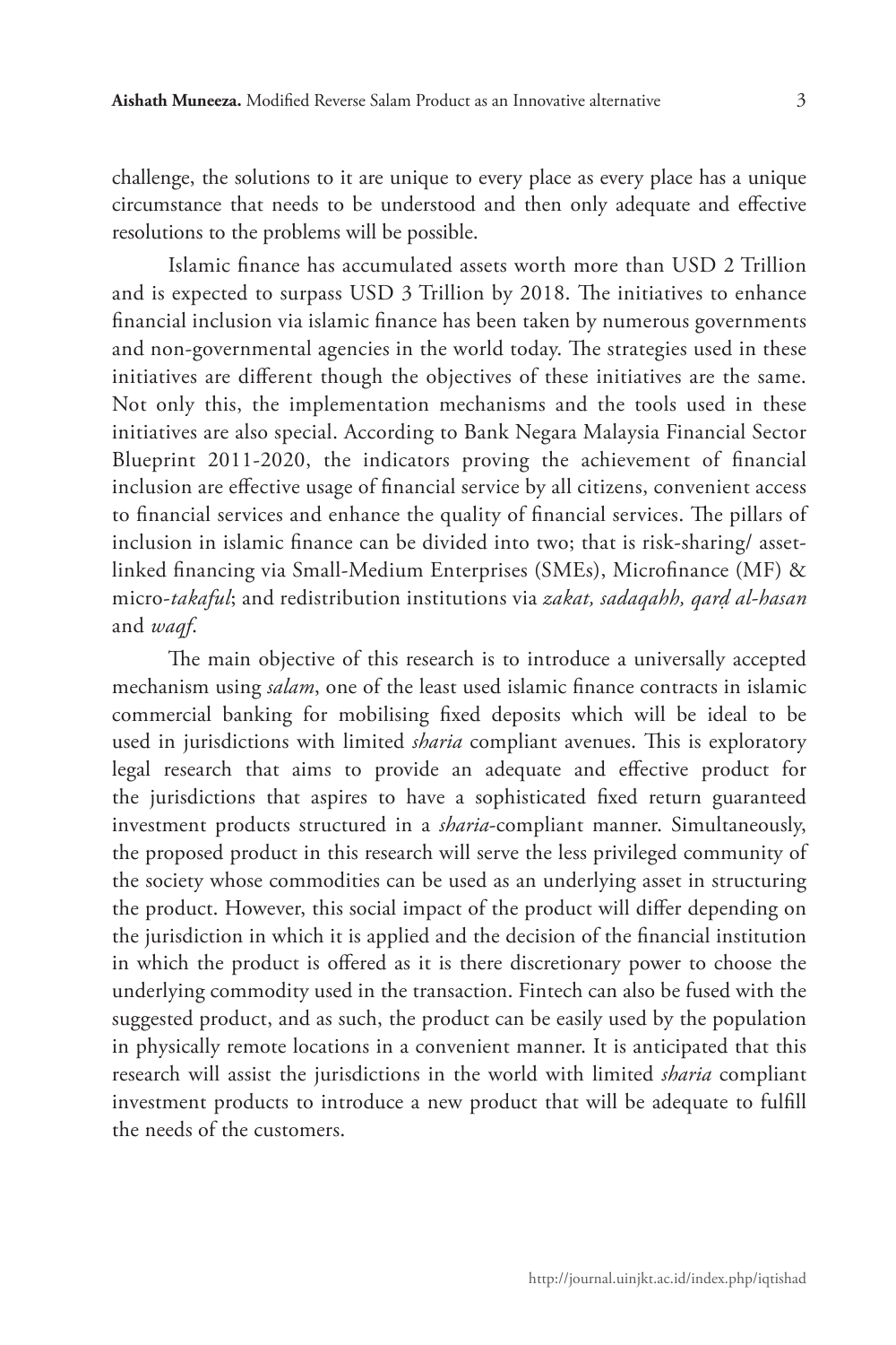challenge, the solutions to it are unique to every place as every place has a unique circumstance that needs to be understood and then only adequate and effective resolutions to the problems will be possible.

Islamic finance has accumulated assets worth more than USD 2 Trillion and is expected to surpass USD 3 Trillion by 2018. The initiatives to enhance financial inclusion via islamic finance has been taken by numerous governments and non-governmental agencies in the world today. The strategies used in these initiatives are different though the objectives of these initiatives are the same. Not only this, the implementation mechanisms and the tools used in these initiatives are also special. According to Bank Negara Malaysia Financial Sector Blueprint 2011-2020, the indicators proving the achievement of financial inclusion are effective usage of financial service by all citizens, convenient access to financial services and enhance the quality of financial services. The pillars of inclusion in islamic finance can be divided into two; that is risk-sharing/ asset-linked financing via Small-Medium Enterprises (SMEs), Microfinance (MF) & micro-*takaful*; and redistribution institutions via *zakat, sadaqahh, qarḍ al-hasan* and *waqf*.

The main objective of this research is to introduce a universally accepted mechanism using *salam*, one of the least used islamic finance contracts in islamic commercial banking for mobilising fixed deposits which will be ideal to be used in jurisdictions with limited *sharia* compliant avenues. This is exploratory legal research that aims to provide an adequate and effective product for the jurisdictions that aspires to have a sophisticated fixed return guaranteed investment products structured in a *sharia*-compliant manner. Simultaneously, the proposed product in this research will serve the less privileged community of the society whose commodities can be used as an underlying asset in structuring the product. However, this social impact of the product will differ depending on the jurisdiction in which it is applied and the decision of the financial institution in which the product is offered as it is there discretionary power to choose the underlying commodity used in the transaction. Fintech can also be fused with the suggested product, and as such, the product can be easily used by the population in physically remote locations in a convenient manner. It is anticipated that this research will assist the jurisdictions in the world with limited *sharia* compliant investment products to introduce a new product that will be adequate to fulfill the needs of the customers.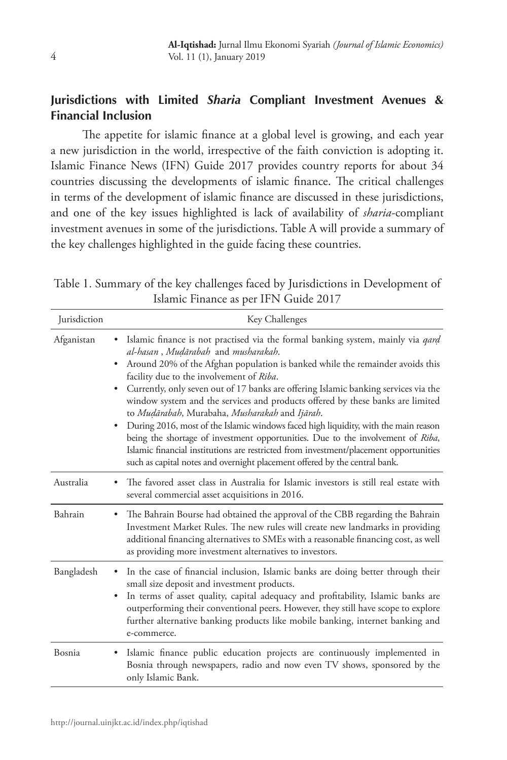## Jurisdictions with Limited *Sharia* Compliant Investment Avenues & Financial Inclusion

The appetite for islamic finance at a global level is growing, and each year a new jurisdiction in the world, irrespective of the faith conviction is adopting it. Islamic Finance News (IFN) Guide 2017 provides country reports for about 34 countries discussing the developments of islamic finance. The critical challenges in terms of the development of islamic finance are discussed in these jurisdictions, and one of the key issues highlighted is lack of availability of *sharia*-compliant investment avenues in some of the jurisdictions. Table A will provide a summary of the key challenges highlighted in the guide facing these countries.

Table 1. Summary of the key challenges faced by Jurisdictions in Development of Islamic Finance as per IFN Guide 2017

| Jurisdiction | Key Challenges |
|---|---|
| Afganistan | • Islamic finance is not practised via the formal banking system, mainly via *qarḍ al-hasan* , *Muḍārabah* and *musharakah*.<br>• Around 20% of the Afghan population is banked while the remainder avoids this facility due to the involvement of *Riba*.<br>• Currently, only seven out of 17 banks are offering Islamic banking services via the window system and the services and products offered by these banks are limited to *Muḍārabah*, Murabaha, *Musharakah* and *Ijārah*.<br>• During 2016, most of the Islamic windows faced high liquidity, with the main reason being the shortage of investment opportunities. Due to the involvement of *Riba*, Islamic financial institutions are restricted from investment/placement opportunities such as capital notes and overnight placement offered by the central bank. |
| Australia | • The favored asset class in Australia for Islamic investors is still real estate with several commercial asset acquisitions in 2016. |
| Bahrain | • The Bahrain Bourse had obtained the approval of the CBB regarding the Bahrain Investment Market Rules. The new rules will create new landmarks in providing additional financing alternatives to SMEs with a reasonable financing cost, as well as providing more investment alternatives to investors. |
| Bangladesh | • In the case of financial inclusion, Islamic banks are doing better through their small size deposit and investment products.<br>• In terms of asset quality, capital adequacy and profitability, Islamic banks are outperforming their conventional peers. However, they still have scope to explore further alternative banking products like mobile banking, internet banking and e-commerce. |
| Bosnia | • Islamic finance public education projects are continuously implemented in Bosnia through newspapers, radio and now even TV shows, sponsored by the only Islamic Bank. |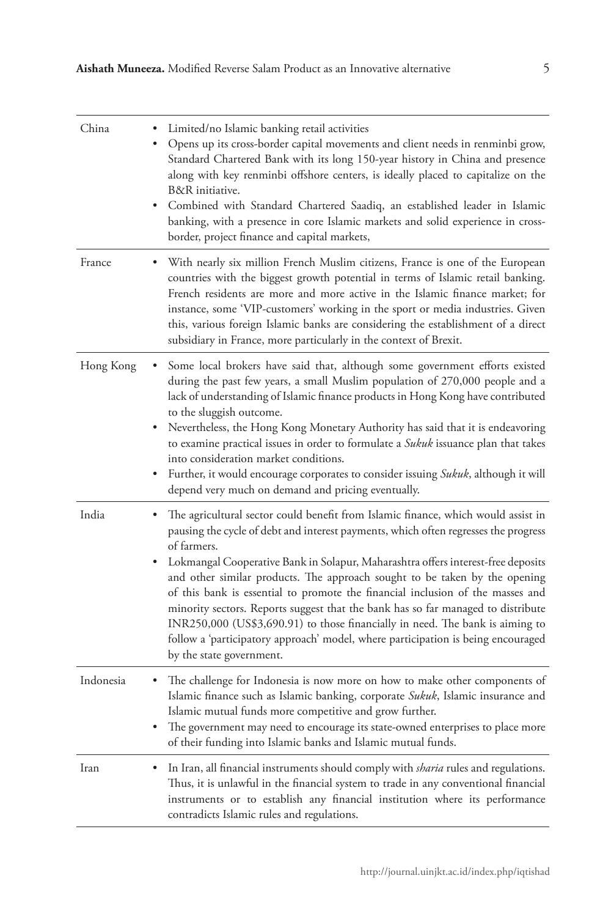| | |
|---|---|
| China | • Limited/no Islamic banking retail activities<br>• Opens up its cross-border capital movements and client needs in renminbi grow, Standard Chartered Bank with its long 150-year history in China and presence along with key renminbi offshore centers, is ideally placed to capitalize on the B&R initiative.<br>• Combined with Standard Chartered Saadiq, an established leader in Islamic banking, with a presence in core Islamic markets and solid experience in cross-border, project finance and capital markets, |
| France | • With nearly six million French Muslim citizens, France is one of the European countries with the biggest growth potential in terms of Islamic retail banking. French residents are more and more active in the Islamic finance market; for instance, some 'VIP-customers' working in the sport or media industries. Given this, various foreign Islamic banks are considering the establishment of a direct subsidiary in France, more particularly in the context of Brexit. |
| Hong Kong | • Some local brokers have said that, although some government efforts existed during the past few years, a small Muslim population of 270,000 people and a lack of understanding of Islamic finance products in Hong Kong have contributed to the sluggish outcome.<br>• Nevertheless, the Hong Kong Monetary Authority has said that it is endeavoring to examine practical issues in order to formulate a *Sukuk* issuance plan that takes into consideration market conditions.<br>• Further, it would encourage corporates to consider issuing *Sukuk*, although it will depend very much on demand and pricing eventually. |
| India | • The agricultural sector could benefit from Islamic finance, which would assist in pausing the cycle of debt and interest payments, which often regresses the progress of farmers.<br>• Lokmangal Cooperative Bank in Solapur, Maharashtra offers interest-free deposits and other similar products. The approach sought to be taken by the opening of this bank is essential to promote the financial inclusion of the masses and minority sectors. Reports suggest that the bank has so far managed to distribute INR250,000 (US$3,690.91) to those financially in need. The bank is aiming to follow a 'participatory approach' model, where participation is being encouraged by the state government. |
| Indonesia | • The challenge for Indonesia is now more on how to make other components of Islamic finance such as Islamic banking, corporate *Sukuk*, Islamic insurance and Islamic mutual funds more competitive and grow further.<br>• The government may need to encourage its state-owned enterprises to place more of their funding into Islamic banks and Islamic mutual funds. |
| Iran | • In Iran, all financial instruments should comply with *sharia* rules and regulations. Thus, it is unlawful in the financial system to trade in any conventional financial instruments or to establish any financial institution where its performance contradicts Islamic rules and regulations. |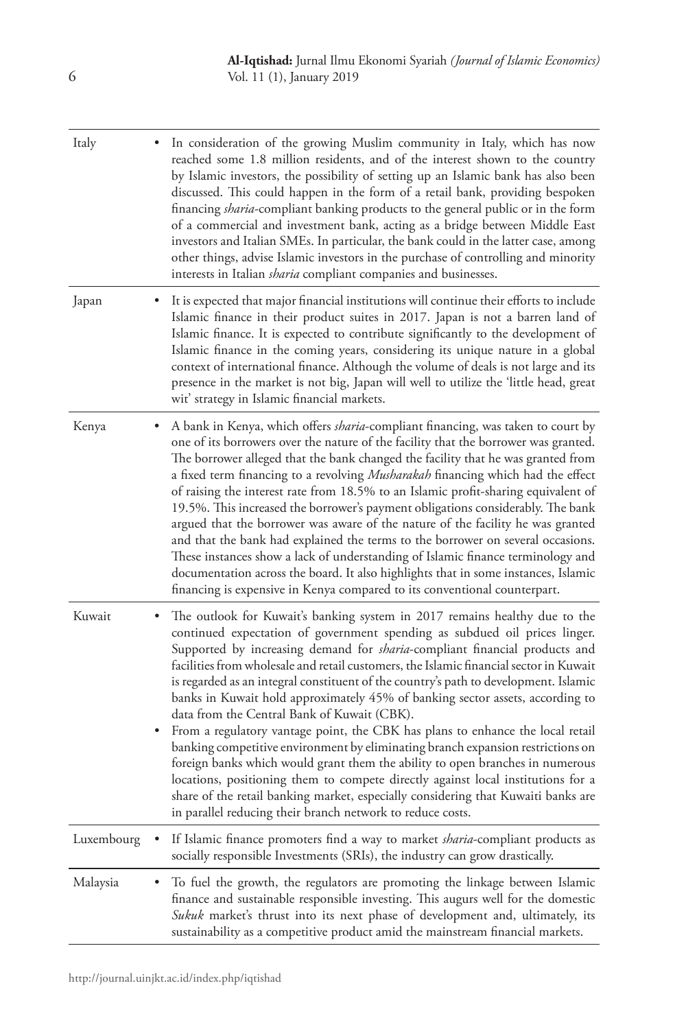| | |
|---|---|
| Italy | • In consideration of the growing Muslim community in Italy, which has now reached some 1.8 million residents, and of the interest shown to the country by Islamic investors, the possibility of setting up an Islamic bank has also been discussed. This could happen in the form of a retail bank, providing bespoken financing *sharia*-compliant banking products to the general public or in the form of a commercial and investment bank, acting as a bridge between Middle East investors and Italian SMEs. In particular, the bank could in the latter case, among other things, advise Islamic investors in the purchase of controlling and minority interests in Italian *sharia* compliant companies and businesses. |
| Japan | • It is expected that major financial institutions will continue their efforts to include Islamic finance in their product suites in 2017. Japan is not a barren land of Islamic finance. It is expected to contribute significantly to the development of Islamic finance in the coming years, considering its unique nature in a global context of international finance. Although the volume of deals is not large and its presence in the market is not big, Japan will well to utilize the 'little head, great wit' strategy in Islamic financial markets. |
| Kenya | • A bank in Kenya, which offers *sharia*-compliant financing, was taken to court by one of its borrowers over the nature of the facility that the borrower was granted. The borrower alleged that the bank changed the facility that he was granted from a fixed term financing to a revolving *Musharakah* financing which had the effect of raising the interest rate from 18.5% to an Islamic profit-sharing equivalent of 19.5%. This increased the borrower's payment obligations considerably. The bank argued that the borrower was aware of the nature of the facility he was granted and that the bank had explained the terms to the borrower on several occasions. These instances show a lack of understanding of Islamic finance terminology and documentation across the board. It also highlights that in some instances, Islamic financing is expensive in Kenya compared to its conventional counterpart. |
| Kuwait | • The outlook for Kuwait's banking system in 2017 remains healthy due to the continued expectation of government spending as subdued oil prices linger. Supported by increasing demand for *sharia*-compliant financial products and facilities from wholesale and retail customers, the Islamic financial sector in Kuwait is regarded as an integral constituent of the country's path to development. Islamic banks in Kuwait hold approximately 45% of banking sector assets, according to data from the Central Bank of Kuwait (CBK).<br>• From a regulatory vantage point, the CBK has plans to enhance the local retail banking competitive environment by eliminating branch expansion restrictions on foreign banks which would grant them the ability to open branches in numerous locations, positioning them to compete directly against local institutions for a share of the retail banking market, especially considering that Kuwaiti banks are in parallel reducing their branch network to reduce costs. |
| Luxembourg | • If Islamic finance promoters find a way to market *sharia*-compliant products as socially responsible Investments (SRIs), the industry can grow drastically. |
| Malaysia | • To fuel the growth, the regulators are promoting the linkage between Islamic finance and sustainable responsible investing. This augurs well for the domestic *Sukuk* market's thrust into its next phase of development and, ultimately, its sustainability as a competitive product amid the mainstream financial markets. |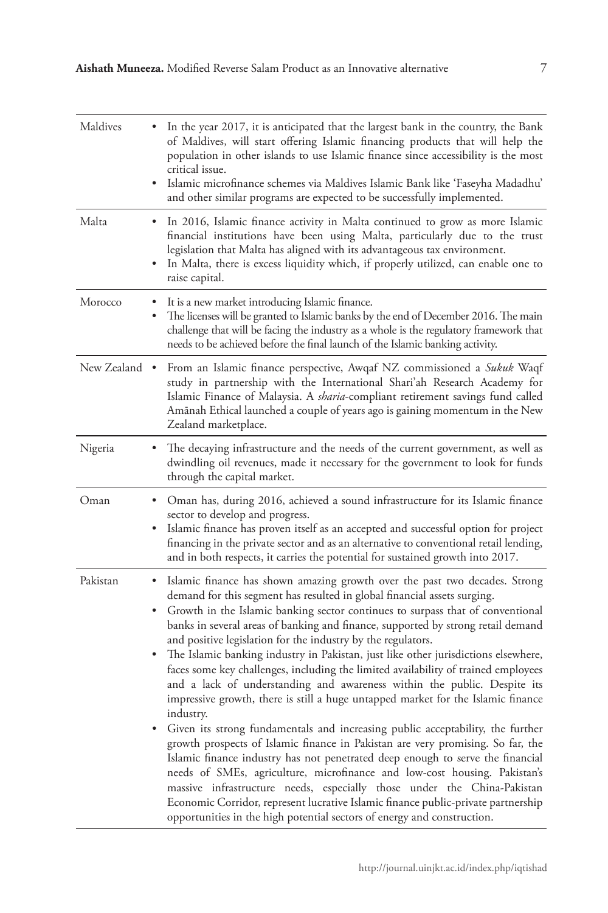| | |
|---|---|
| Maldives | • In the year 2017, it is anticipated that the largest bank in the country, the Bank of Maldives, will start offering Islamic financing products that will help the population in other islands to use Islamic finance since accessibility is the most critical issue.<br>• Islamic microfinance schemes via Maldives Islamic Bank like 'Faseyha Madadhu' and other similar programs are expected to be successfully implemented. |
| Malta | • In 2016, Islamic finance activity in Malta continued to grow as more Islamic financial institutions have been using Malta, particularly due to the trust legislation that Malta has aligned with its advantageous tax environment.<br>• In Malta, there is excess liquidity which, if properly utilized, can enable one to raise capital. |
| Morocco | • It is a new market introducing Islamic finance.<br>• The licenses will be granted to Islamic banks by the end of December 2016. The main challenge that will be facing the industry as a whole is the regulatory framework that needs to be achieved before the final launch of the Islamic banking activity. |
| New Zealand | • From an Islamic finance perspective, Awqaf NZ commissioned a *Sukuk* Waqf study in partnership with the International Shari'ah Research Academy for Islamic Finance of Malaysia. A *sharia*-compliant retirement savings fund called Amānah Ethical launched a couple of years ago is gaining momentum in the New Zealand marketplace. |
| Nigeria | • The decaying infrastructure and the needs of the current government, as well as dwindling oil revenues, made it necessary for the government to look for funds through the capital market. |
| Oman | • Oman has, during 2016, achieved a sound infrastructure for its Islamic finance sector to develop and progress.<br>• Islamic finance has proven itself as an accepted and successful option for project financing in the private sector and as an alternative to conventional retail lending, and in both respects, it carries the potential for sustained growth into 2017. |
| Pakistan | • Islamic finance has shown amazing growth over the past two decades. Strong demand for this segment has resulted in global financial assets surging.<br>• Growth in the Islamic banking sector continues to surpass that of conventional banks in several areas of banking and finance, supported by strong retail demand and positive legislation for the industry by the regulators.<br>• The Islamic banking industry in Pakistan, just like other jurisdictions elsewhere, faces some key challenges, including the limited availability of trained employees and a lack of understanding and awareness within the public. Despite its impressive growth, there is still a huge untapped market for the Islamic finance industry.<br>• Given its strong fundamentals and increasing public acceptability, the further growth prospects of Islamic finance in Pakistan are very promising. So far, the Islamic finance industry has not penetrated deep enough to serve the financial needs of SMEs, agriculture, microfinance and low-cost housing. Pakistan's massive infrastructure needs, especially those under the China-Pakistan Economic Corridor, represent lucrative Islamic finance public-private partnership opportunities in the high potential sectors of energy and construction. |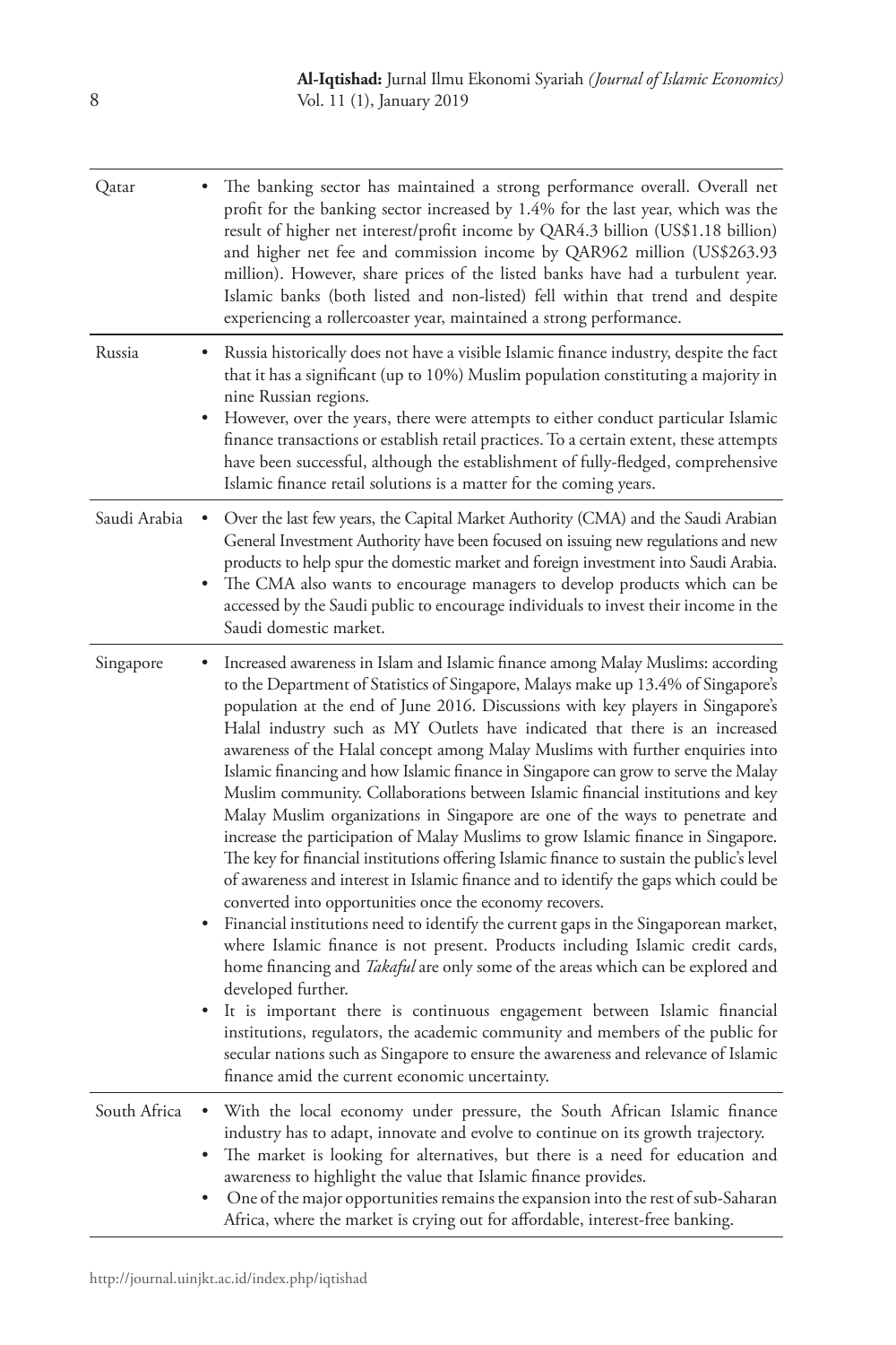| | |
|---|---|
| Qatar | • The banking sector has maintained a strong performance overall. Overall net profit for the banking sector increased by 1.4% for the last year, which was the result of higher net interest/profit income by QAR4.3 billion (US$1.18 billion) and higher net fee and commission income by QAR962 million (US$263.93 million). However, share prices of the listed banks have had a turbulent year. Islamic banks (both listed and non-listed) fell within that trend and despite experiencing a rollercoaster year, maintained a strong performance. |
| Russia | • Russia historically does not have a visible Islamic finance industry, despite the fact that it has a significant (up to 10%) Muslim population constituting a majority in nine Russian regions.<br>• However, over the years, there were attempts to either conduct particular Islamic finance transactions or establish retail practices. To a certain extent, these attempts have been successful, although the establishment of fully-fledged, comprehensive Islamic finance retail solutions is a matter for the coming years. |
| Saudi Arabia | • Over the last few years, the Capital Market Authority (CMA) and the Saudi Arabian General Investment Authority have been focused on issuing new regulations and new products to help spur the domestic market and foreign investment into Saudi Arabia.<br>• The CMA also wants to encourage managers to develop products which can be accessed by the Saudi public to encourage individuals to invest their income in the Saudi domestic market. |
| Singapore | • Increased awareness in Islam and Islamic finance among Malay Muslims: according to the Department of Statistics of Singapore, Malays make up 13.4% of Singapore's population at the end of June 2016. Discussions with key players in Singapore's Halal industry such as MY Outlets have indicated that there is an increased awareness of the Halal concept among Malay Muslims with further enquiries into Islamic financing and how Islamic finance in Singapore can grow to serve the Malay Muslim community. Collaborations between Islamic financial institutions and key Malay Muslim organizations in Singapore are one of the ways to penetrate and increase the participation of Malay Muslims to grow Islamic finance in Singapore. The key for financial institutions offering Islamic finance to sustain the public's level of awareness and interest in Islamic finance and to identify the gaps which could be converted into opportunities once the economy recovers.<br>• Financial institutions need to identify the current gaps in the Singaporean market, where Islamic finance is not present. Products including Islamic credit cards, home financing and *Takaful* are only some of the areas which can be explored and developed further.<br>• It is important there is continuous engagement between Islamic financial institutions, regulators, the academic community and members of the public for secular nations such as Singapore to ensure the awareness and relevance of Islamic finance amid the current economic uncertainty. |
| South Africa | • With the local economy under pressure, the South African Islamic finance industry has to adapt, innovate and evolve to continue on its growth trajectory.<br>• The market is looking for alternatives, but there is a need for education and awareness to highlight the value that Islamic finance provides.<br>• One of the major opportunities remains the expansion into the rest of sub-Saharan Africa, where the market is crying out for affordable, interest-free banking. |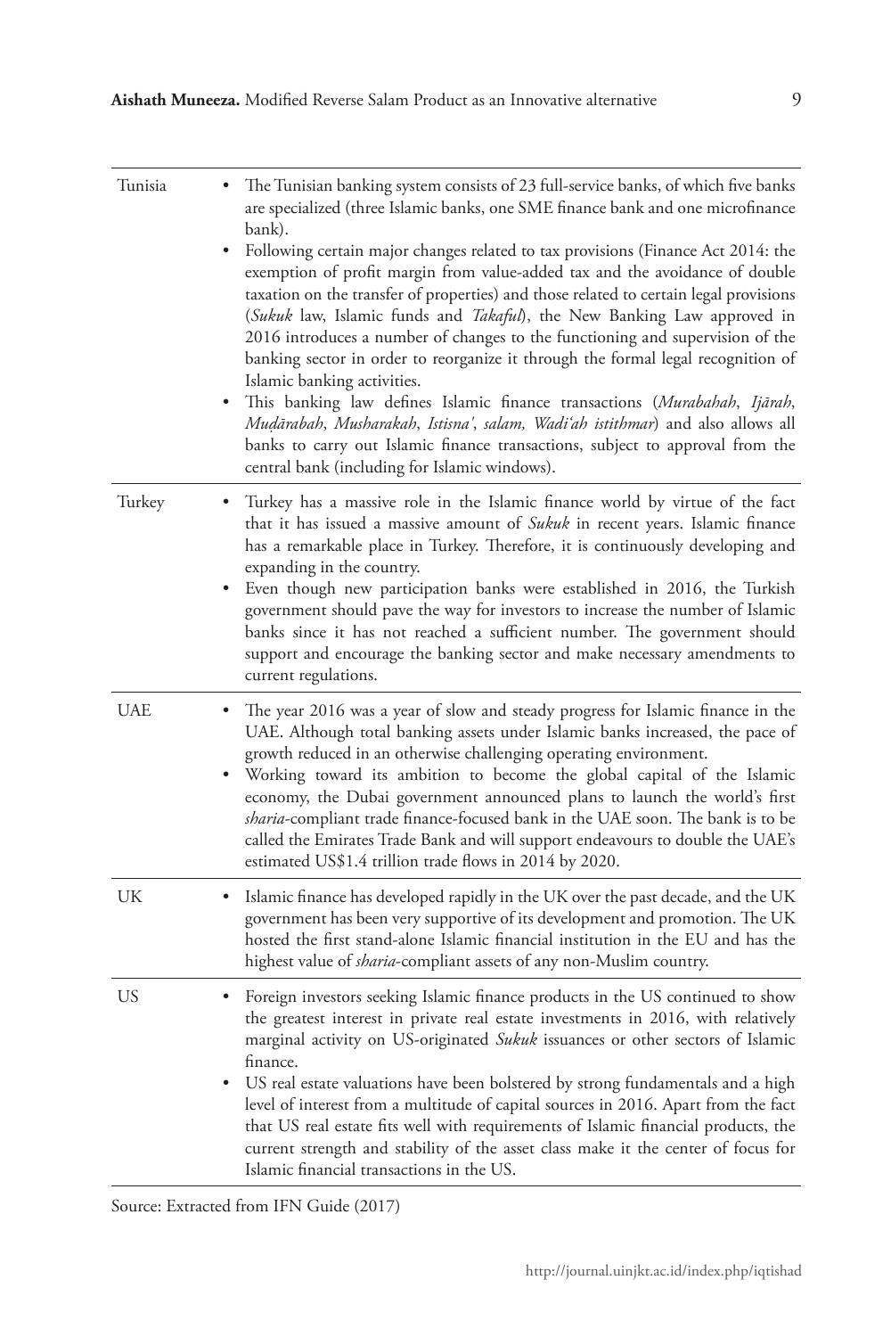| | |
|---|---|
| Tunisia | • The Tunisian banking system consists of 23 full-service banks, of which five banks are specialized (three Islamic banks, one SME finance bank and one microfinance bank).<br>• Following certain major changes related to tax provisions (Finance Act 2014: the exemption of profit margin from value-added tax and the avoidance of double taxation on the transfer of properties) and those related to certain legal provisions (*Sukuk* law, Islamic funds and *Takaful*), the New Banking Law approved in 2016 introduces a number of changes to the functioning and supervision of the banking sector in order to reorganize it through the formal legal recognition of Islamic banking activities.<br>• This banking law defines Islamic finance transactions (*Murabahah*, *Ijārah*, *Muḍārabah*, *Musharakah*, *Istisna'*, *salam, Wadi'ah istithmar*) and also allows all banks to carry out Islamic finance transactions, subject to approval from the central bank (including for Islamic windows). |
| Turkey | • Turkey has a massive role in the Islamic finance world by virtue of the fact that it has issued a massive amount of *Sukuk* in recent years. Islamic finance has a remarkable place in Turkey. Therefore, it is continuously developing and expanding in the country.<br>• Even though new participation banks were established in 2016, the Turkish government should pave the way for investors to increase the number of Islamic banks since it has not reached a sufficient number. The government should support and encourage the banking sector and make necessary amendments to current regulations. |
| UAE | • The year 2016 was a year of slow and steady progress for Islamic finance in the UAE. Although total banking assets under Islamic banks increased, the pace of growth reduced in an otherwise challenging operating environment.<br>• Working toward its ambition to become the global capital of the Islamic economy, the Dubai government announced plans to launch the world's first *sharia*-compliant trade finance-focused bank in the UAE soon. The bank is to be called the Emirates Trade Bank and will support endeavours to double the UAE's estimated US$1.4 trillion trade flows in 2014 by 2020. |
| UK | • Islamic finance has developed rapidly in the UK over the past decade, and the UK government has been very supportive of its development and promotion. The UK hosted the first stand-alone Islamic financial institution in the EU and has the highest value of *sharia*-compliant assets of any non-Muslim country. |
| US | • Foreign investors seeking Islamic finance products in the US continued to show the greatest interest in private real estate investments in 2016, with relatively marginal activity on US-originated *Sukuk* issuances or other sectors of Islamic finance.<br>• US real estate valuations have been bolstered by strong fundamentals and a high level of interest from a multitude of capital sources in 2016. Apart from the fact that US real estate fits well with requirements of Islamic financial products, the current strength and stability of the asset class make it the center of focus for Islamic financial transactions in the US. |

Source: Extracted from IFN Guide (2017)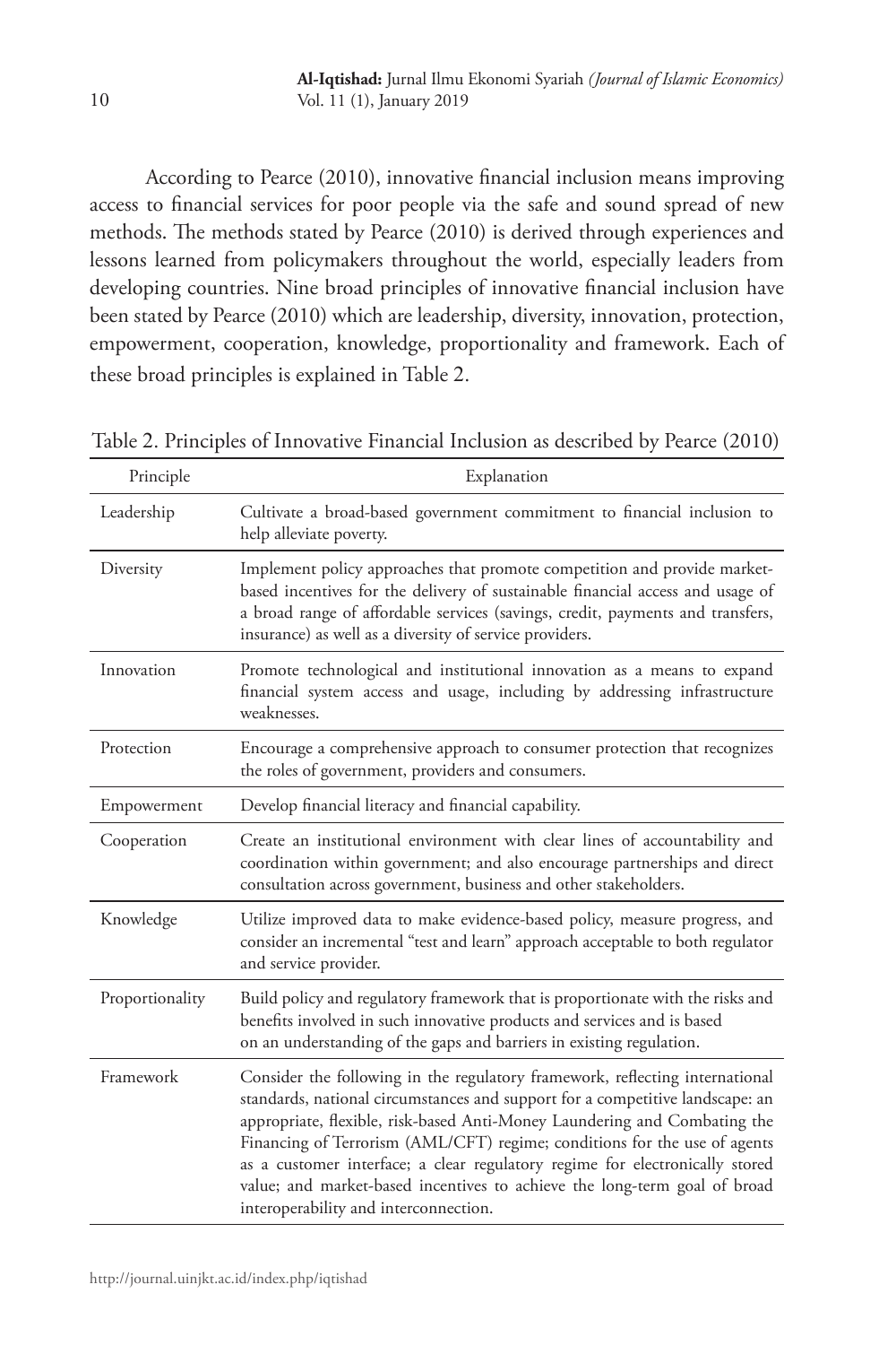According to Pearce (2010), innovative financial inclusion means improving access to financial services for poor people via the safe and sound spread of new methods. The methods stated by Pearce (2010) is derived through experiences and lessons learned from policymakers throughout the world, especially leaders from developing countries. Nine broad principles of innovative financial inclusion have been stated by Pearce (2010) which are leadership, diversity, innovation, protection, empowerment, cooperation, knowledge, proportionality and framework. Each of these broad principles is explained in Table 2.

Table 2. Principles of Innovative Financial Inclusion as described by Pearce (2010)

| Principle | Explanation |
|---|---|
| Leadership | Cultivate a broad-based government commitment to financial inclusion to help alleviate poverty. |
| Diversity | Implement policy approaches that promote competition and provide market-based incentives for the delivery of sustainable financial access and usage of a broad range of affordable services (savings, credit, payments and transfers, insurance) as well as a diversity of service providers. |
| Innovation | Promote technological and institutional innovation as a means to expand financial system access and usage, including by addressing infrastructure weaknesses. |
| Protection | Encourage a comprehensive approach to consumer protection that recognizes the roles of government, providers and consumers. |
| Empowerment | Develop financial literacy and financial capability. |
| Cooperation | Create an institutional environment with clear lines of accountability and coordination within government; and also encourage partnerships and direct consultation across government, business and other stakeholders. |
| Knowledge | Utilize improved data to make evidence-based policy, measure progress, and consider an incremental "test and learn" approach acceptable to both regulator and service provider. |
| Proportionality | Build policy and regulatory framework that is proportionate with the risks and benefits involved in such innovative products and services and is based on an understanding of the gaps and barriers in existing regulation. |
| Framework | Consider the following in the regulatory framework, reflecting international standards, national circumstances and support for a competitive landscape: an appropriate, flexible, risk-based Anti-Money Laundering and Combating the Financing of Terrorism (AML/CFT) regime; conditions for the use of agents as a customer interface; a clear regulatory regime for electronically stored value; and market-based incentives to achieve the long-term goal of broad interoperability and interconnection. |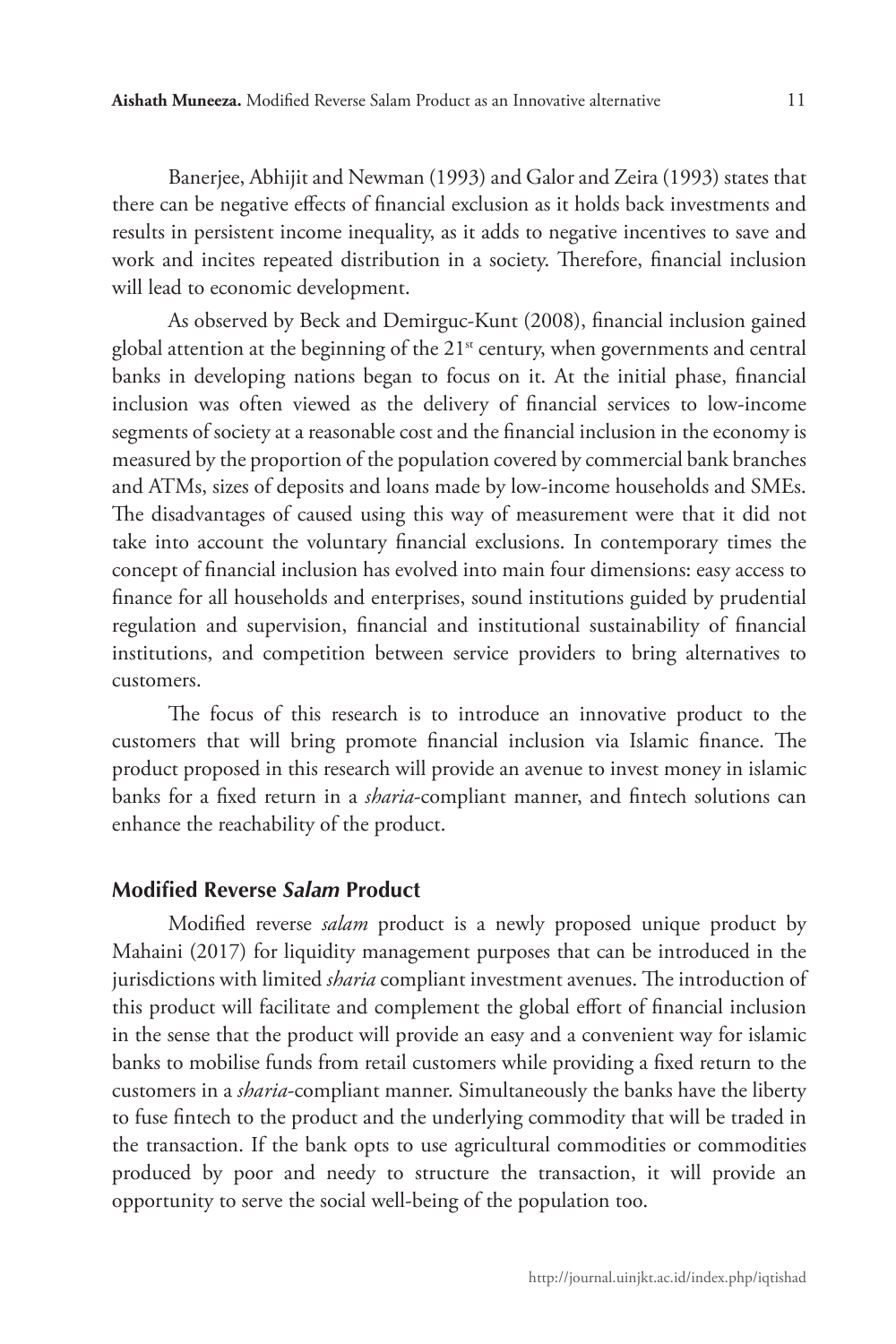Banerjee, Abhijit and Newman (1993) and Galor and Zeira (1993) states that there can be negative effects of financial exclusion as it holds back investments and results in persistent income inequality, as it adds to negative incentives to save and work and incites repeated distribution in a society. Therefore, financial inclusion will lead to economic development.

As observed by Beck and Demirguc-Kunt (2008), financial inclusion gained global attention at the beginning of the 21st century, when governments and central banks in developing nations began to focus on it. At the initial phase, financial inclusion was often viewed as the delivery of financial services to low-income segments of society at a reasonable cost and the financial inclusion in the economy is measured by the proportion of the population covered by commercial bank branches and ATMs, sizes of deposits and loans made by low-income households and SMEs. The disadvantages of caused using this way of measurement were that it did not take into account the voluntary financial exclusions. In contemporary times the concept of financial inclusion has evolved into main four dimensions: easy access to finance for all households and enterprises, sound institutions guided by prudential regulation and supervision, financial and institutional sustainability of financial institutions, and competition between service providers to bring alternatives to customers.

The focus of this research is to introduce an innovative product to the customers that will bring promote financial inclusion via Islamic finance. The product proposed in this research will provide an avenue to invest money in islamic banks for a fixed return in a *sharia*-compliant manner, and fintech solutions can enhance the reachability of the product.

## Modified Reverse *Salam* Product

Modified reverse *salam* product is a newly proposed unique product by Mahaini (2017) for liquidity management purposes that can be introduced in the jurisdictions with limited *sharia* compliant investment avenues. The introduction of this product will facilitate and complement the global effort of financial inclusion in the sense that the product will provide an easy and a convenient way for islamic banks to mobilise funds from retail customers while providing a fixed return to the customers in a *sharia*-compliant manner. Simultaneously the banks have the liberty to fuse fintech to the product and the underlying commodity that will be traded in the transaction. If the bank opts to use agricultural commodities or commodities produced by poor and needy to structure the transaction, it will provide an opportunity to serve the social well-being of the population too.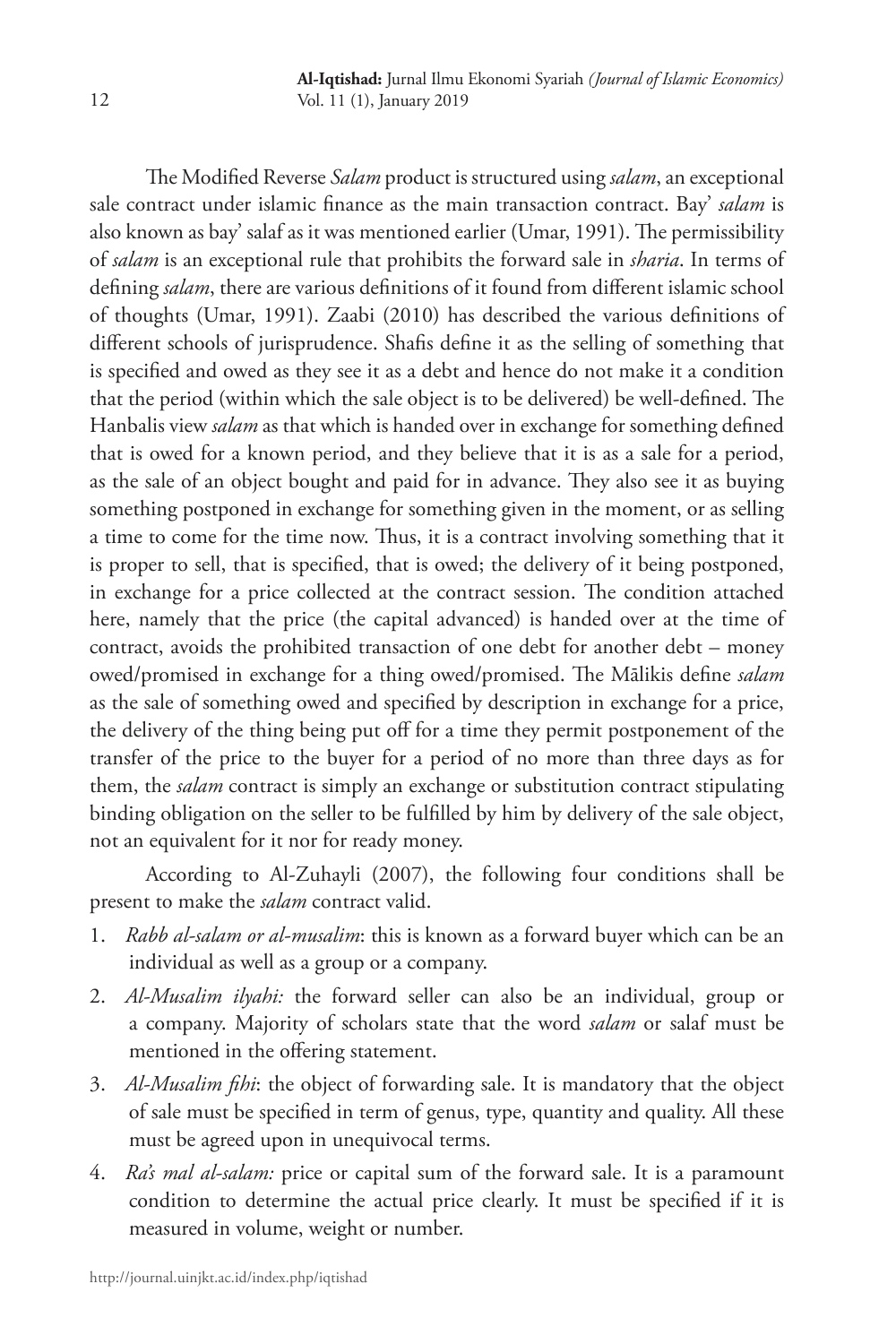The Modified Reverse *Salam* product is structured using *salam*, an exceptional sale contract under islamic finance as the main transaction contract. Bay' *salam* is also known as bay' salaf as it was mentioned earlier (Umar, 1991). The permissibility of *salam* is an exceptional rule that prohibits the forward sale in *sharia*. In terms of defining *salam*, there are various definitions of it found from different islamic school of thoughts (Umar, 1991). Zaabi (2010) has described the various definitions of different schools of jurisprudence. Shafis define it as the selling of something that is specified and owed as they see it as a debt and hence do not make it a condition that the period (within which the sale object is to be delivered) be well-defined. The Hanbalis view *salam* as that which is handed over in exchange for something defined that is owed for a known period, and they believe that it is as a sale for a period, as the sale of an object bought and paid for in advance. They also see it as buying something postponed in exchange for something given in the moment, or as selling a time to come for the time now. Thus, it is a contract involving something that it is proper to sell, that is specified, that is owed; the delivery of it being postponed, in exchange for a price collected at the contract session. The condition attached here, namely that the price (the capital advanced) is handed over at the time of contract, avoids the prohibited transaction of one debt for another debt – money owed/promised in exchange for a thing owed/promised. The Mālikis define *salam* as the sale of something owed and specified by description in exchange for a price, the delivery of the thing being put off for a time they permit postponement of the transfer of the price to the buyer for a period of no more than three days as for them, the *salam* contract is simply an exchange or substitution contract stipulating binding obligation on the seller to be fulfilled by him by delivery of the sale object, not an equivalent for it nor for ready money.

According to Al-Zuhayli (2007), the following four conditions shall be present to make the *salam* contract valid.

1. *Rabb al-salam or al-musalim*: this is known as a forward buyer which can be an individual as well as a group or a company.
2. *Al-Musalim ilyahi:* the forward seller can also be an individual, group or a company. Majority of scholars state that the word *salam* or salaf must be mentioned in the offering statement.
3. *Al-Musalim fihi*: the object of forwarding sale. It is mandatory that the object of sale must be specified in term of genus, type, quantity and quality. All these must be agreed upon in unequivocal terms.
4. *Ra's mal al-salam:* price or capital sum of the forward sale. It is a paramount condition to determine the actual price clearly. It must be specified if it is measured in volume, weight or number.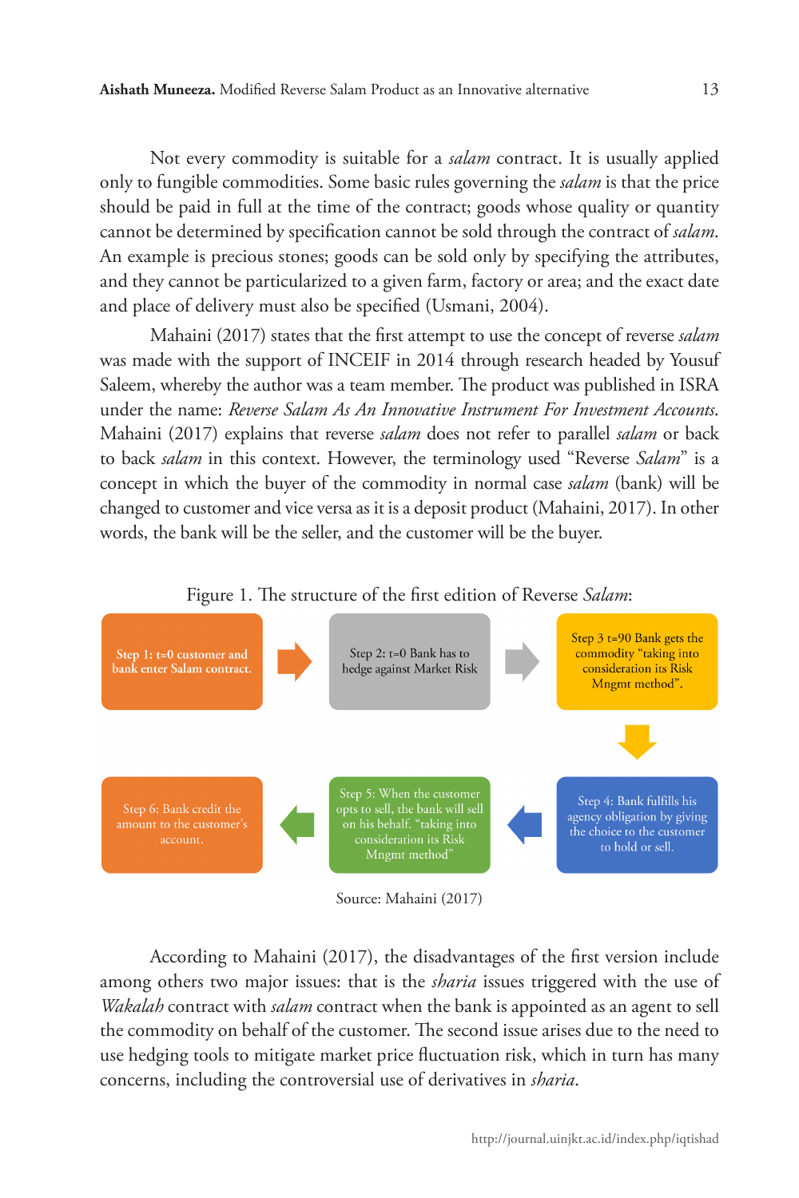Not every commodity is suitable for a *salam* contract. It is usually applied only to fungible commodities. Some basic rules governing the *salam* is that the price should be paid in full at the time of the contract; goods whose quality or quantity cannot be determined by specification cannot be sold through the contract of *salam*. An example is precious stones; goods can be sold only by specifying the attributes, and they cannot be particularized to a given farm, factory or area; and the exact date and place of delivery must also be specified (Usmani, 2004).

Mahaini (2017) states that the first attempt to use the concept of reverse *salam* was made with the support of INCEIF in 2014 through research headed by Yousuf Saleem, whereby the author was a team member. The product was published in ISRA under the name: *Reverse Salam As An Innovative Instrument For Investment Accounts*. Mahaini (2017) explains that reverse *salam* does not refer to parallel *salam* or back to back *salam* in this context. However, the terminology used "Reverse *Salam*" is a concept in which the buyer of the commodity in normal case *salam* (bank) will be changed to customer and vice versa as it is a deposit product (Mahaini, 2017). In other words, the bank will be the seller, and the customer will be the buyer.

Figure 1. The structure of the first edition of Reverse *Salam*:

Step 1: t=0 customer and bank enter Salam contract. → Step 2: t=0 Bank has to hedge against Market Risk → Step 3 t=90 Bank gets the commodity "taking into consideration its Risk Mngmt method". → Step 4: Bank fulfills his agency obligation by giving the choice to the customer to hold or sell. → Step 5: When the customer opts to sell, the bank will sell on his behalf. "taking into consideration its Risk Mngmt method" → Step 6: Bank credit the amount to the customer's account.

Source: Mahaini (2017)

According to Mahaini (2017), the disadvantages of the first version include among others two major issues: that is the *sharia* issues triggered with the use of *Wakalah* contract with *salam* contract when the bank is appointed as an agent to sell the commodity on behalf of the customer. The second issue arises due to the need to use hedging tools to mitigate market price fluctuation risk, which in turn has many concerns, including the controversial use of derivatives in *sharia*.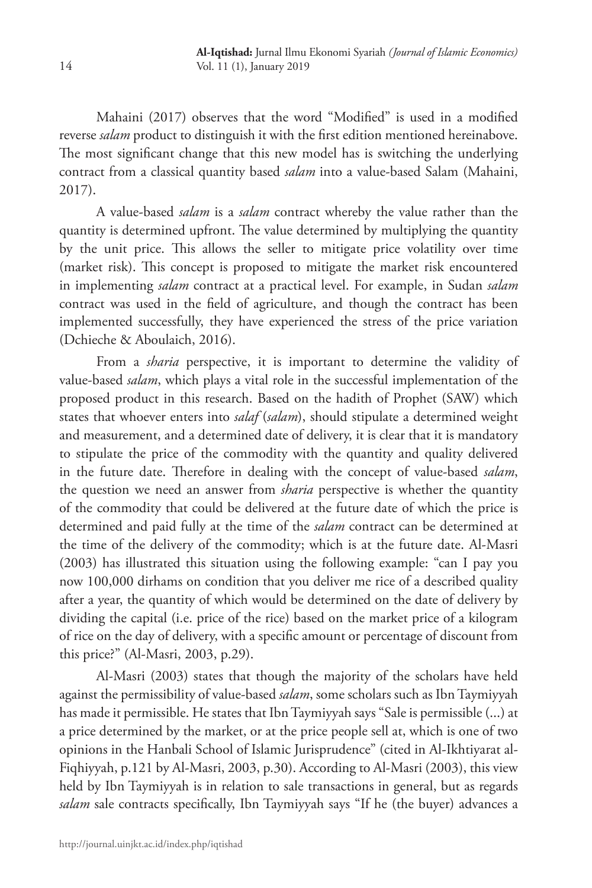Mahaini (2017) observes that the word "Modified" is used in a modified reverse *salam* product to distinguish it with the first edition mentioned hereinabove. The most significant change that this new model has is switching the underlying contract from a classical quantity based *salam* into a value-based Salam (Mahaini, 2017).

A value-based *salam* is a *salam* contract whereby the value rather than the quantity is determined upfront. The value determined by multiplying the quantity by the unit price. This allows the seller to mitigate price volatility over time (market risk). This concept is proposed to mitigate the market risk encountered in implementing *salam* contract at a practical level. For example, in Sudan *salam* contract was used in the field of agriculture, and though the contract has been implemented successfully, they have experienced the stress of the price variation (Dchieche & Aboulaich, 2016).

From a *sharia* perspective, it is important to determine the validity of value-based *salam*, which plays a vital role in the successful implementation of the proposed product in this research. Based on the hadith of Prophet (SAW) which states that whoever enters into *salaf* (*salam*), should stipulate a determined weight and measurement, and a determined date of delivery, it is clear that it is mandatory to stipulate the price of the commodity with the quantity and quality delivered in the future date. Therefore in dealing with the concept of value-based *salam*, the question we need an answer from *sharia* perspective is whether the quantity of the commodity that could be delivered at the future date of which the price is determined and paid fully at the time of the *salam* contract can be determined at the time of the delivery of the commodity; which is at the future date. Al-Masri (2003) has illustrated this situation using the following example: "can I pay you now 100,000 dirhams on condition that you deliver me rice of a described quality after a year, the quantity of which would be determined on the date of delivery by dividing the capital (i.e. price of the rice) based on the market price of a kilogram of rice on the day of delivery, with a specific amount or percentage of discount from this price?" (Al-Masri, 2003, p.29).

Al-Masri (2003) states that though the majority of the scholars have held against the permissibility of value-based *salam*, some scholars such as Ibn Taymiyyah has made it permissible. He states that Ibn Taymiyyah says "Sale is permissible (...) at a price determined by the market, or at the price people sell at, which is one of two opinions in the Hanbali School of Islamic Jurisprudence" (cited in Al-Ikhtiyarat al-Fiqhiyyah, p.121 by Al-Masri, 2003, p.30). According to Al-Masri (2003), this view held by Ibn Taymiyyah is in relation to sale transactions in general, but as regards *salam* sale contracts specifically, Ibn Taymiyyah says "If he (the buyer) advances a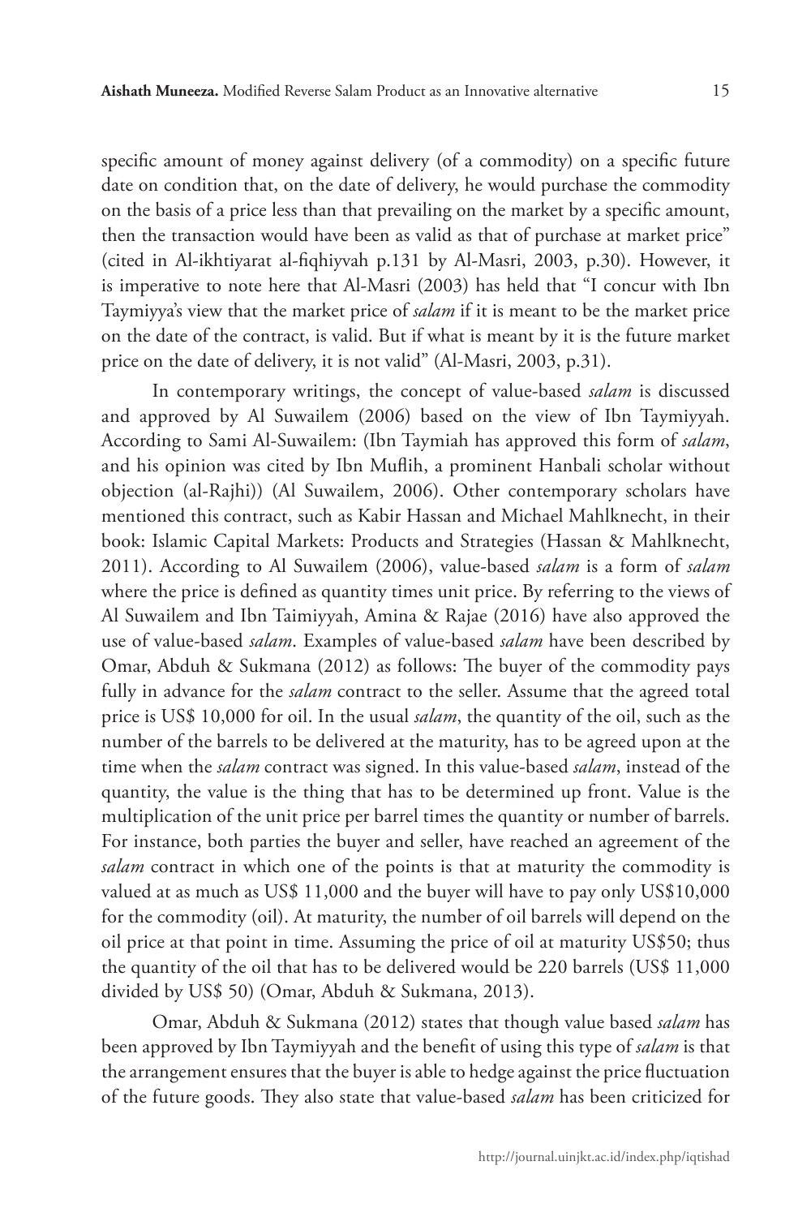specific amount of money against delivery (of a commodity) on a specific future date on condition that, on the date of delivery, he would purchase the commodity on the basis of a price less than that prevailing on the market by a specific amount, then the transaction would have been as valid as that of purchase at market price" (cited in Al-ikhtiyarat al-fiqhiyvah p.131 by Al-Masri, 2003, p.30). However, it is imperative to note here that Al-Masri (2003) has held that "I concur with Ibn Taymiyya's view that the market price of *salam* if it is meant to be the market price on the date of the contract, is valid. But if what is meant by it is the future market price on the date of delivery, it is not valid" (Al-Masri, 2003, p.31).

In contemporary writings, the concept of value-based *salam* is discussed and approved by Al Suwailem (2006) based on the view of Ibn Taymiyyah. According to Sami Al-Suwailem: (Ibn Taymiah has approved this form of *salam*, and his opinion was cited by Ibn Muflih, a prominent Hanbali scholar without objection (al-Rajhi)) (Al Suwailem, 2006). Other contemporary scholars have mentioned this contract, such as Kabir Hassan and Michael Mahlknecht, in their book: Islamic Capital Markets: Products and Strategies (Hassan & Mahlknecht, 2011). According to Al Suwailem (2006), value-based *salam* is a form of *salam* where the price is defined as quantity times unit price. By referring to the views of Al Suwailem and Ibn Taimiyyah, Amina & Rajae (2016) have also approved the use of value-based *salam*. Examples of value-based *salam* have been described by Omar, Abduh & Sukmana (2012) as follows: The buyer of the commodity pays fully in advance for the *salam* contract to the seller. Assume that the agreed total price is US$ 10,000 for oil. In the usual *salam*, the quantity of the oil, such as the number of the barrels to be delivered at the maturity, has to be agreed upon at the time when the *salam* contract was signed. In this value-based *salam*, instead of the quantity, the value is the thing that has to be determined up front. Value is the multiplication of the unit price per barrel times the quantity or number of barrels. For instance, both parties the buyer and seller, have reached an agreement of the *salam* contract in which one of the points is that at maturity the commodity is valued at as much as US$ 11,000 and the buyer will have to pay only US$10,000 for the commodity (oil). At maturity, the number of oil barrels will depend on the oil price at that point in time. Assuming the price of oil at maturity US$50; thus the quantity of the oil that has to be delivered would be 220 barrels (US$ 11,000 divided by US$ 50) (Omar, Abduh & Sukmana, 2013).

Omar, Abduh & Sukmana (2012) states that though value based *salam* has been approved by Ibn Taymiyyah and the benefit of using this type of *salam* is that the arrangement ensures that the buyer is able to hedge against the price fluctuation of the future goods. They also state that value-based *salam* has been criticized for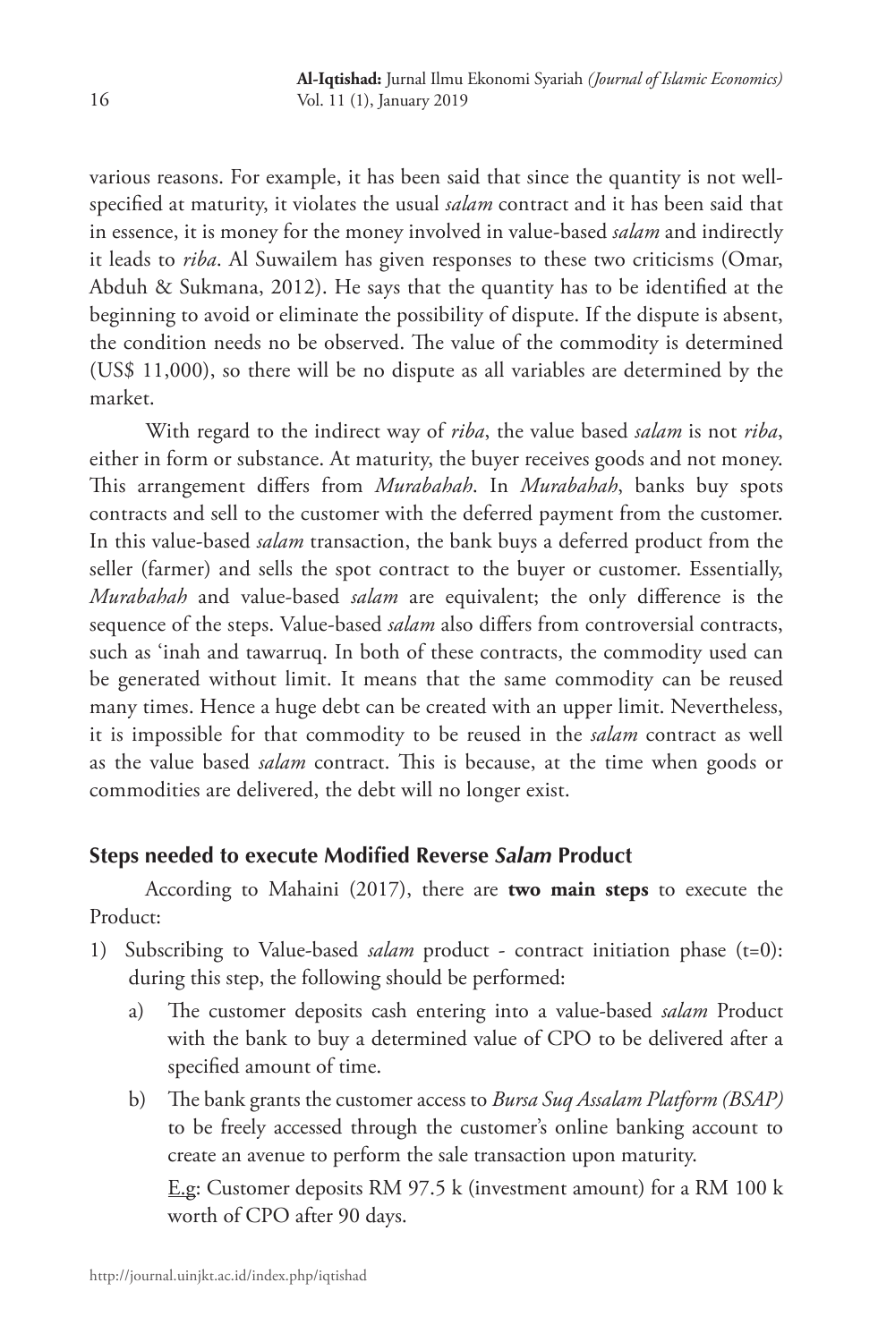various reasons. For example, it has been said that since the quantity is not well-specified at maturity, it violates the usual *salam* contract and it has been said that in essence, it is money for the money involved in value-based *salam* and indirectly it leads to *riba*. Al Suwailem has given responses to these two criticisms (Omar, Abduh & Sukmana, 2012). He says that the quantity has to be identified at the beginning to avoid or eliminate the possibility of dispute. If the dispute is absent, the condition needs no be observed. The value of the commodity is determined (US$ 11,000), so there will be no dispute as all variables are determined by the market.

With regard to the indirect way of *riba*, the value based *salam* is not *riba*, either in form or substance. At maturity, the buyer receives goods and not money. This arrangement differs from *Murabahah*. In *Murabahah*, banks buy spots contracts and sell to the customer with the deferred payment from the customer. In this value-based *salam* transaction, the bank buys a deferred product from the seller (farmer) and sells the spot contract to the buyer or customer. Essentially, *Murabahah* and value-based *salam* are equivalent; the only difference is the sequence of the steps. Value-based *salam* also differs from controversial contracts, such as 'inah and tawarruq. In both of these contracts, the commodity used can be generated without limit. It means that the same commodity can be reused many times. Hence a huge debt can be created with an upper limit. Nevertheless, it is impossible for that commodity to be reused in the *salam* contract as well as the value based *salam* contract. This is because, at the time when goods or commodities are delivered, the debt will no longer exist.

### Steps needed to execute Modified Reverse *Salam* Product

According to Mahaini (2017), there are **two main steps** to execute the Product:

1) Subscribing to Value-based *salam* product - contract initiation phase (t=0): during this step, the following should be performed:
   a) The customer deposits cash entering into a value-based *salam* Product with the bank to buy a determined value of CPO to be delivered after a specified amount of time.
   b) The bank grants the customer access to *Bursa Suq Assalam Platform (BSAP)* to be freely accessed through the customer's online banking account to create an avenue to perform the sale transaction upon maturity.

      E.g: Customer deposits RM 97.5 k (investment amount) for a RM 100 k worth of CPO after 90 days.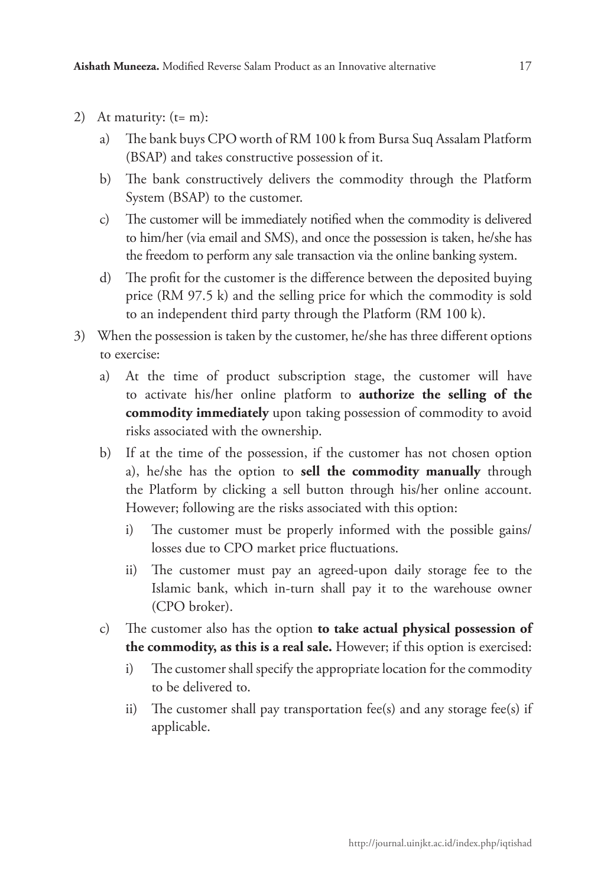2) At maturity: (t= m):

   a) The bank buys CPO worth of RM 100 k from Bursa Suq Assalam Platform (BSAP) and takes constructive possession of it.

   b) The bank constructively delivers the commodity through the Platform System (BSAP) to the customer.

   c) The customer will be immediately notified when the commodity is delivered to him/her (via email and SMS), and once the possession is taken, he/she has the freedom to perform any sale transaction via the online banking system.

   d) The profit for the customer is the difference between the deposited buying price (RM 97.5 k) and the selling price for which the commodity is sold to an independent third party through the Platform (RM 100 k).

3) When the possession is taken by the customer, he/she has three different options to exercise:

   a) At the time of product subscription stage, the customer will have to activate his/her online platform to **authorize the selling of the commodity immediately** upon taking possession of commodity to avoid risks associated with the ownership.

   b) If at the time of the possession, if the customer has not chosen option a), he/she has the option to **sell the commodity manually** through the Platform by clicking a sell button through his/her online account. However; following are the risks associated with this option:

      i) The customer must be properly informed with the possible gains/losses due to CPO market price fluctuations.

      ii) The customer must pay an agreed-upon daily storage fee to the Islamic bank, which in-turn shall pay it to the warehouse owner (CPO broker).

   c) The customer also has the option **to take actual physical possession of the commodity, as this is a real sale.** However; if this option is exercised:

      i) The customer shall specify the appropriate location for the commodity to be delivered to.

      ii) The customer shall pay transportation fee(s) and any storage fee(s) if applicable.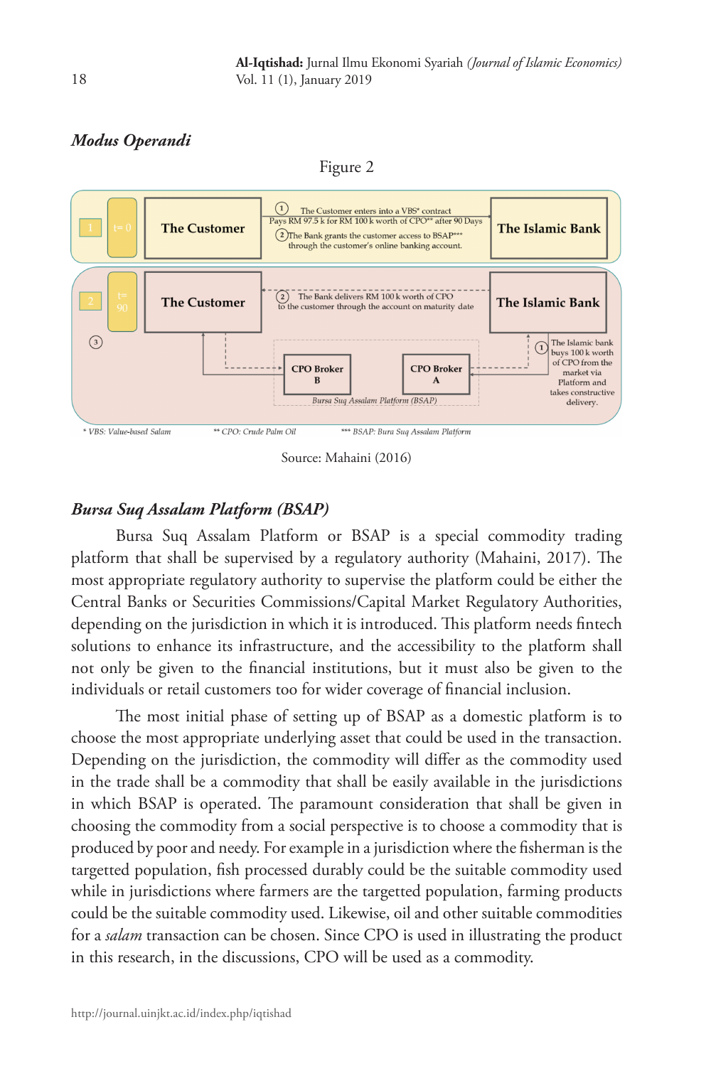### *Modus Operandi*

Figure 2

| 1 | t= 0 | The Customer | ① The Customer enters into a VBS* contract Pays RM 97.5 k for RM 100 k worth of CPO** after 90 Days ② The Bank grants the customer access to BSAP*** through the customer's online banking account. | The Islamic Bank |
|---|---|---|---|---|
| 2 | t= 90 | The Customer | ② The Bank delivers RM 100 k worth of CPO to the customer through the account on maturity date | The Islamic Bank |

③ CPO Broker B — CPO Broker A (Bursa Suq Assalam Platform (BSAP))

① The Islamic bank buys 100 k worth of CPO from the market via Platform and takes constructive delivery.

\* VBS: Value-based Salam  ** CPO: Crude Palm Oil  *** BSAP: Bura Suq Assalam Platform

Source: Mahaini (2016)

### *Bursa Suq Assalam Platform (BSAP)*

Bursa Suq Assalam Platform or BSAP is a special commodity trading platform that shall be supervised by a regulatory authority (Mahaini, 2017). The most appropriate regulatory authority to supervise the platform could be either the Central Banks or Securities Commissions/Capital Market Regulatory Authorities, depending on the jurisdiction in which it is introduced. This platform needs fintech solutions to enhance its infrastructure, and the accessibility to the platform shall not only be given to the financial institutions, but it must also be given to the individuals or retail customers too for wider coverage of financial inclusion.

The most initial phase of setting up of BSAP as a domestic platform is to choose the most appropriate underlying asset that could be used in the transaction. Depending on the jurisdiction, the commodity will differ as the commodity used in the trade shall be a commodity that shall be easily available in the jurisdictions in which BSAP is operated. The paramount consideration that shall be given in choosing the commodity from a social perspective is to choose a commodity that is produced by poor and needy. For example in a jurisdiction where the fisherman is the targetted population, fish processed durably could be the suitable commodity used while in jurisdictions where farmers are the targetted population, farming products could be the suitable commodity used. Likewise, oil and other suitable commodities for a *salam* transaction can be chosen. Since CPO is used in illustrating the product in this research, in the discussions, CPO will be used as a commodity.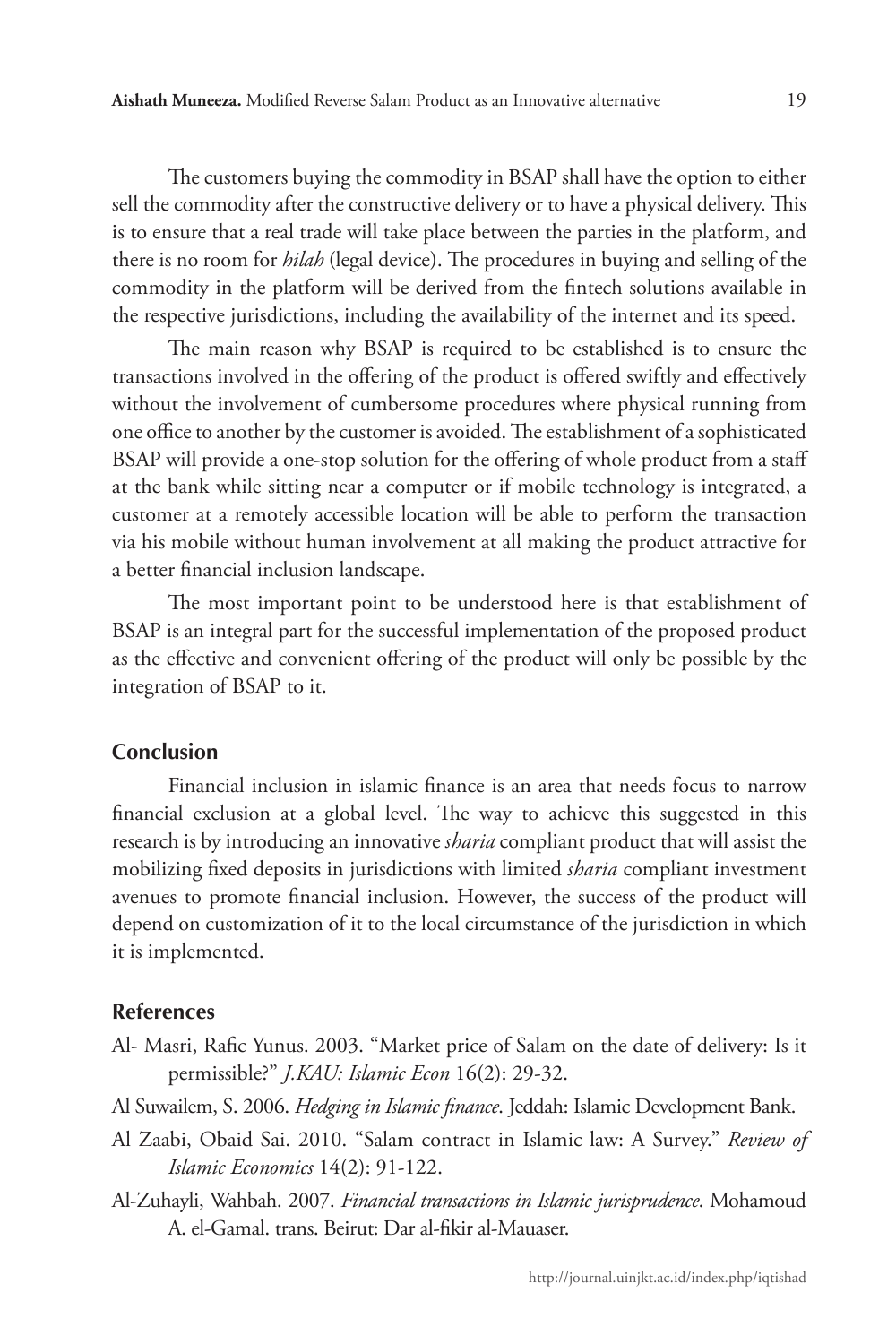The customers buying the commodity in BSAP shall have the option to either sell the commodity after the constructive delivery or to have a physical delivery. This is to ensure that a real trade will take place between the parties in the platform, and there is no room for *hilah* (legal device). The procedures in buying and selling of the commodity in the platform will be derived from the fintech solutions available in the respective jurisdictions, including the availability of the internet and its speed.

The main reason why BSAP is required to be established is to ensure the transactions involved in the offering of the product is offered swiftly and effectively without the involvement of cumbersome procedures where physical running from one office to another by the customer is avoided. The establishment of a sophisticated BSAP will provide a one-stop solution for the offering of whole product from a staff at the bank while sitting near a computer or if mobile technology is integrated, a customer at a remotely accessible location will be able to perform the transaction via his mobile without human involvement at all making the product attractive for a better financial inclusion landscape.

The most important point to be understood here is that establishment of BSAP is an integral part for the successful implementation of the proposed product as the effective and convenient offering of the product will only be possible by the integration of BSAP to it.

## Conclusion

Financial inclusion in islamic finance is an area that needs focus to narrow financial exclusion at a global level. The way to achieve this suggested in this research is by introducing an innovative *sharia* compliant product that will assist the mobilizing fixed deposits in jurisdictions with limited *sharia* compliant investment avenues to promote financial inclusion. However, the success of the product will depend on customization of it to the local circumstance of the jurisdiction in which it is implemented.

## References

Al- Masri, Rafic Yunus. 2003. "Market price of Salam on the date of delivery: Is it permissible?" *J.KAU: Islamic Econ* 16(2): 29-32.

Al Suwailem, S. 2006. *Hedging in Islamic finance*. Jeddah: Islamic Development Bank.

Al Zaabi, Obaid Sai. 2010. "Salam contract in Islamic law: A Survey." *Review of Islamic Economics* 14(2): 91-122.

Al-Zuhayli, Wahbah. 2007. *Financial transactions in Islamic jurisprudence*. Mohamoud A. el-Gamal. trans. Beirut: Dar al-fikir al-Mauaser.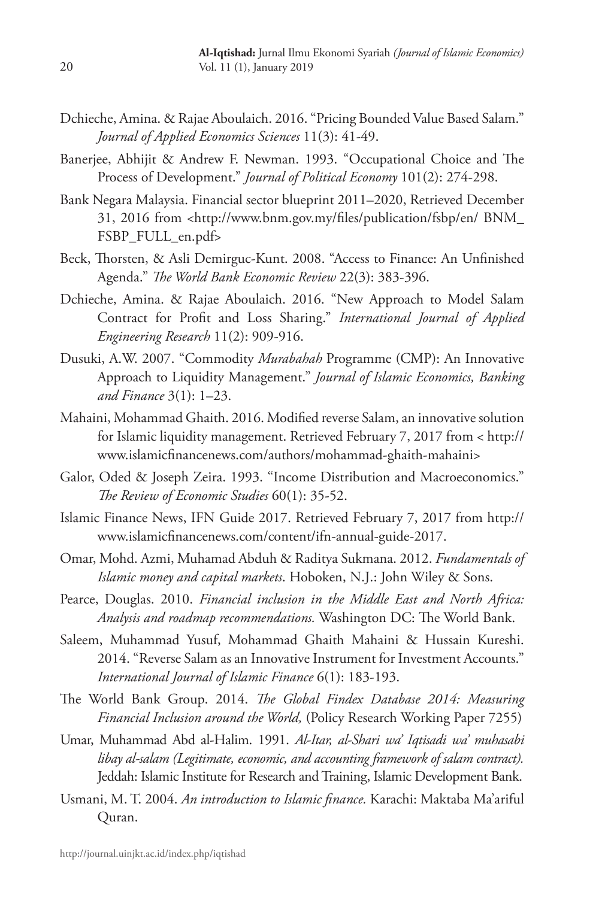Dchieche, Amina. & Rajae Aboulaich. 2016. "Pricing Bounded Value Based Salam." *Journal of Applied Economics Sciences* 11(3): 41-49.

Banerjee, Abhijit & Andrew F. Newman. 1993. "Occupational Choice and The Process of Development." *Journal of Political Economy* 101(2): 274-298.

Bank Negara Malaysia. Financial sector blueprint 2011–2020, Retrieved December 31, 2016 from <http://www.bnm.gov.my/files/publication/fsbp/en/ BNM_FSBP_FULL_en.pdf>

Beck, Thorsten, & Asli Demirguc-Kunt. 2008. "Access to Finance: An Unfinished Agenda." *The World Bank Economic Review* 22(3): 383-396.

Dchieche, Amina. & Rajae Aboulaich. 2016. "New Approach to Model Salam Contract for Profit and Loss Sharing." *International Journal of Applied Engineering Research* 11(2): 909-916.

Dusuki, A.W. 2007. "Commodity *Murabahah* Programme (CMP): An Innovative Approach to Liquidity Management." *Journal of Islamic Economics, Banking and Finance* 3(1): 1–23.

Mahaini, Mohammad Ghaith. 2016. Modified reverse Salam, an innovative solution for Islamic liquidity management. Retrieved February 7, 2017 from < http://www.islamicfinancenews.com/authors/mohammad-ghaith-mahaini>

Galor, Oded & Joseph Zeira. 1993. "Income Distribution and Macroeconomics." *The Review of Economic Studies* 60(1): 35-52.

Islamic Finance News, IFN Guide 2017. Retrieved February 7, 2017 from http://www.islamicfinancenews.com/content/ifn-annual-guide-2017.

Omar, Mohd. Azmi, Muhamad Abduh & Raditya Sukmana. 2012. *Fundamentals of Islamic money and capital markets*. Hoboken, N.J.: John Wiley & Sons.

Pearce, Douglas. 2010. *Financial inclusion in the Middle East and North Africa: Analysis and roadmap recommendations.* Washington DC: The World Bank.

Saleem, Muhammad Yusuf, Mohammad Ghaith Mahaini & Hussain Kureshi. 2014. "Reverse Salam as an Innovative Instrument for Investment Accounts." *International Journal of Islamic Finance* 6(1): 183-193.

The World Bank Group. 2014. *The Global Findex Database 2014: Measuring Financial Inclusion around the World,* (Policy Research Working Paper 7255)

Umar, Muhammad Abd al-Halim. 1991. *Al-Itar, al-Shari wa' Iqtisadi wa' muhasabi libay al-salam (Legitimate, economic, and accounting framework of salam contract).* Jeddah: Islamic Institute for Research and Training, Islamic Development Bank.

Usmani, M. T. 2004. *An introduction to Islamic finance.* Karachi: Maktaba Ma'ariful Quran.